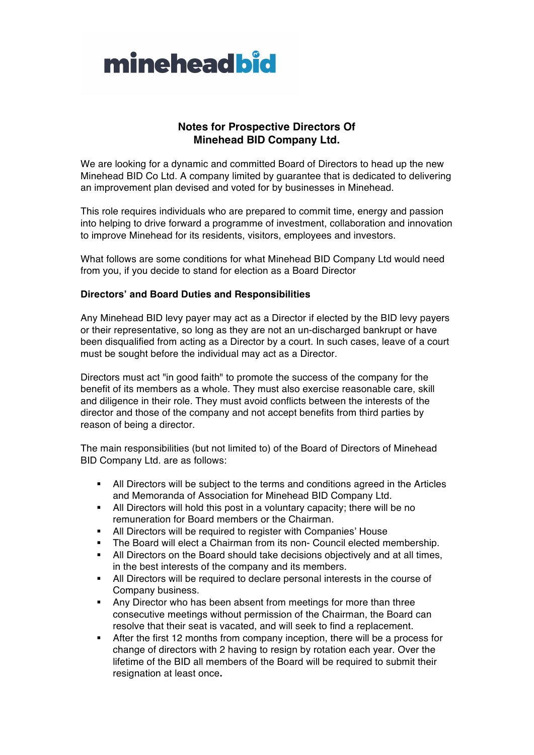mineheadbid

## Notes for Prospective Directors Of Minehead BID Company Ltd.

We are looking for a dynamic and committed Board of Directors to head up the new Minehead BID Co Ltd. A company limited by guarantee that is dedicated to delivering an improvement plan devised and voted for by businesses in Minehead.

This role requires individuals who are prepared to commit time, energy and passion into helping to drive forward a programme of investment, collaboration and innovation to improve Minehead for its residents, visitors, employees and investors.

What follows are some conditions for what Minehead BID Company Ltd would need from you, if you decide to stand for election as a Board Director

### Directors' and Board Duties and Responsibilities

Any Minehead BID levy payer may act as a Director if elected by the BID levy payers or their representative, so long as they are not an un-discharged bankrupt or have been disqualified from acting as a Director by a court. In such cases, leave of a court must be sought before the individual may act as a Director.

Directors must act "in good faith" to promote the success of the company for the benefit of its members as a whole. They must also exercise reasonable care, skill and diligence in their role. They must avoid conflicts between the interests of the director and those of the company and not accept benefits from third parties by reason of being a director.

The main responsibilities (but not limited to) of the Board of Directors of Minehead BID Company Ltd. are as follows:

- All Directors will be subject to the terms and conditions agreed in the Articles and Memoranda of Association for Minehead BID Company Ltd.
- All Directors will hold this post in a voluntary capacity; there will be no remuneration for Board members or the Chairman.
- All Directors will be required to register with Companies' House
- The Board will elect a Chairman from its non- Council elected membership.
- All Directors on the Board should take decisions objectively and at all times, in the best interests of the company and its members.
- All Directors will be required to declare personal interests in the course of Company business.
- Any Director who has been absent from meetings for more than three consecutive meetings without permission of the Chairman, the Board can resolve that their seat is vacated, and will seek to find a replacement.
- After the first 12 months from company inception, there will be a process for change of directors with 2 having to resign by rotation each year. Over the lifetime of the BID all members of the Board will be required to submit their resignation at least once.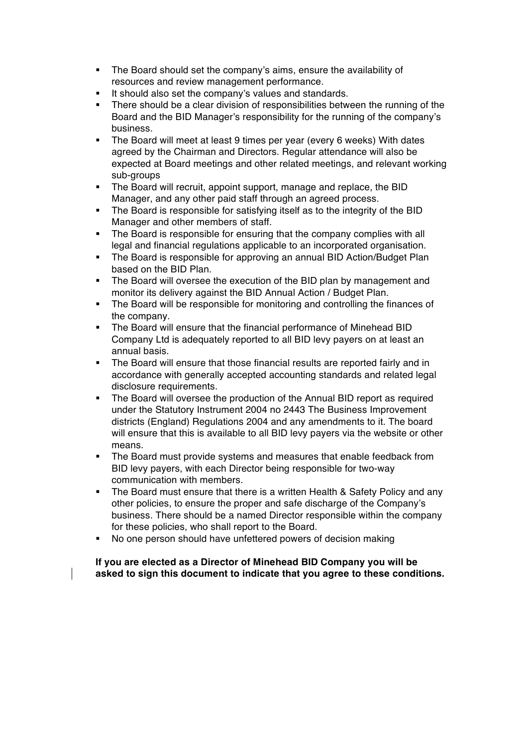- The Board should set the company's aims, ensure the availability of resources and review management performance.
- It should also set the company's values and standards.
- There should be a clear division of responsibilities between the running of the Board and the BID Manager's responsibility for the running of the company's business.
- The Board will meet at least 9 times per year (every 6 weeks) With dates agreed by the Chairman and Directors. Regular attendance will also be expected at Board meetings and other related meetings, and relevant working sub-groups
- The Board will recruit, appoint support, manage and replace, the BID Manager, and any other paid staff through an agreed process.
- The Board is responsible for satisfying itself as to the integrity of the BID Manager and other members of staff.
- The Board is responsible for ensuring that the company complies with all legal and financial regulations applicable to an incorporated organisation.
- The Board is responsible for approving an annual BID Action/Budget Plan based on the BID Plan.
- The Board will oversee the execution of the BID plan by management and monitor its delivery against the BID Annual Action / Budget Plan.
- The Board will be responsible for monitoring and controlling the finances of the company.
- The Board will ensure that the financial performance of Minehead BID Company Ltd is adequately reported to all BID levy payers on at least an annual basis.
- The Board will ensure that those financial results are reported fairly and in accordance with generally accepted accounting standards and related legal disclosure requirements.
- The Board will oversee the production of the Annual BID report as required under the Statutory Instrument 2004 no 2443 The Business Improvement districts (England) Regulations 2004 and any amendments to it. The board will ensure that this is available to all BID levy payers via the website or other means.
- The Board must provide systems and measures that enable feedback from BID levy payers, with each Director being responsible for two-way communication with members.
- The Board must ensure that there is a written Health & Safety Policy and any other policies, to ensure the proper and safe discharge of the Company's business. There should be a named Director responsible within the company for these policies, who shall report to the Board.
- No one person should have unfettered powers of decision making

**If you are elected as a Director of Minehead BID Company you will be asked to sign this document to indicate that you agree to these conditions.**